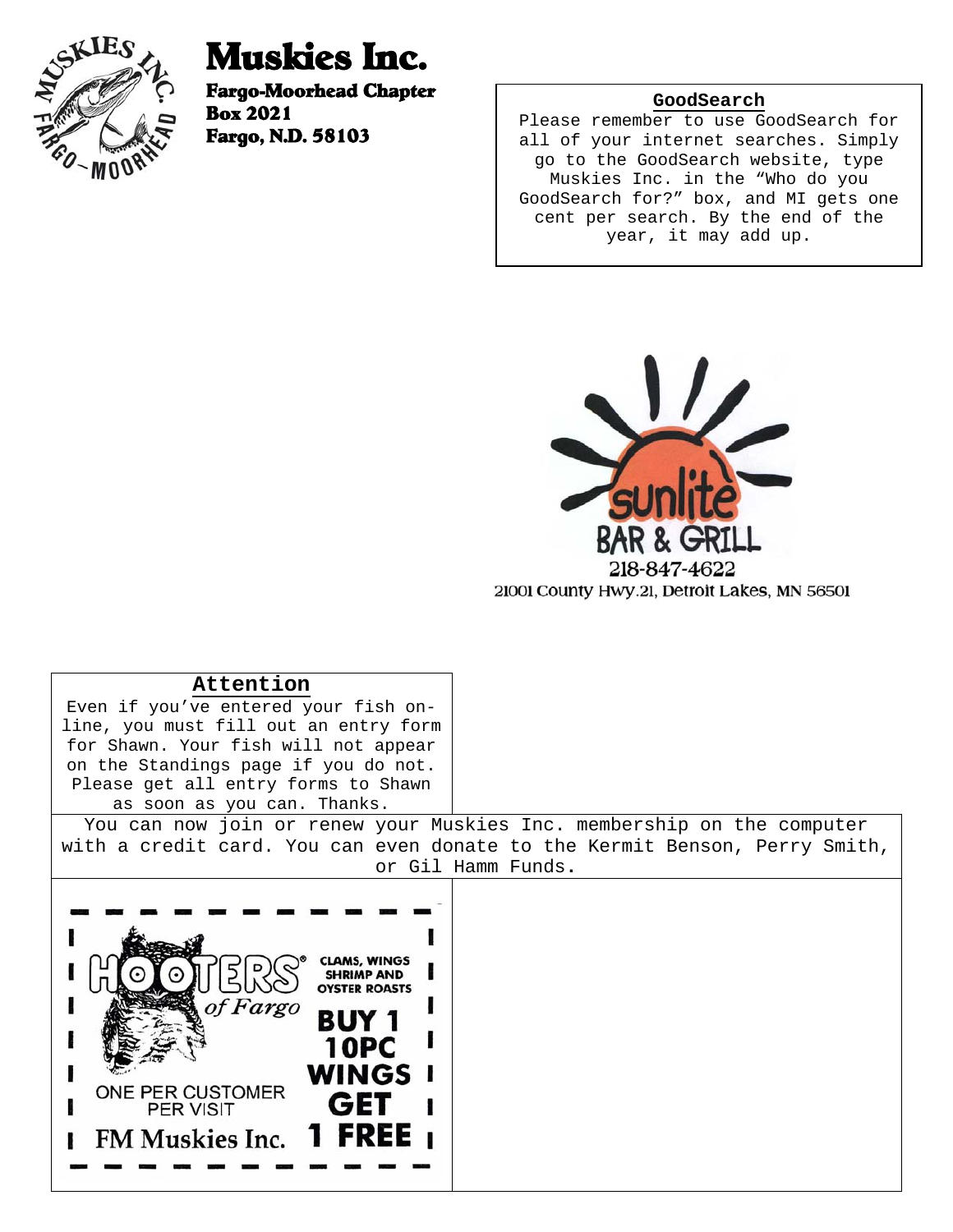# Muskies Inc.

**Fargo-Moorhead Chapter**
**Box 2021**
**Fargo, N.D. 58103**

### GoodSearch

Please remember to use GoodSearch for all of your internet searches. Simply go to the GoodSearch website, type Muskies Inc. in the "Who do you GoodSearch for?" box, and MI gets one cent per search. By the end of the year, it may add up.

sunlite
BAR & GRILL
218-847-4622
21001 County Hwy.21, Detroit Lakes, MN 56501

### Attention

Even if you've entered your fish on-line, you must fill out an entry form for Shawn. Your fish will not appear on the Standings page if you do not. Please get all entry forms to Shawn as soon as you can. Thanks.

You can now join or renew your Muskies Inc. membership on the computer with a credit card. You can even donate to the Kermit Benson, Perry Smith, or Gil Hamm Funds.

HOOTERS® of Fargo
CLAMS, WINGS SHRIMP AND OYSTER ROASTS
BUY 1 10PC WINGS GET 1 FREE
ONE PER CUSTOMER PER VISIT
FM Muskies Inc.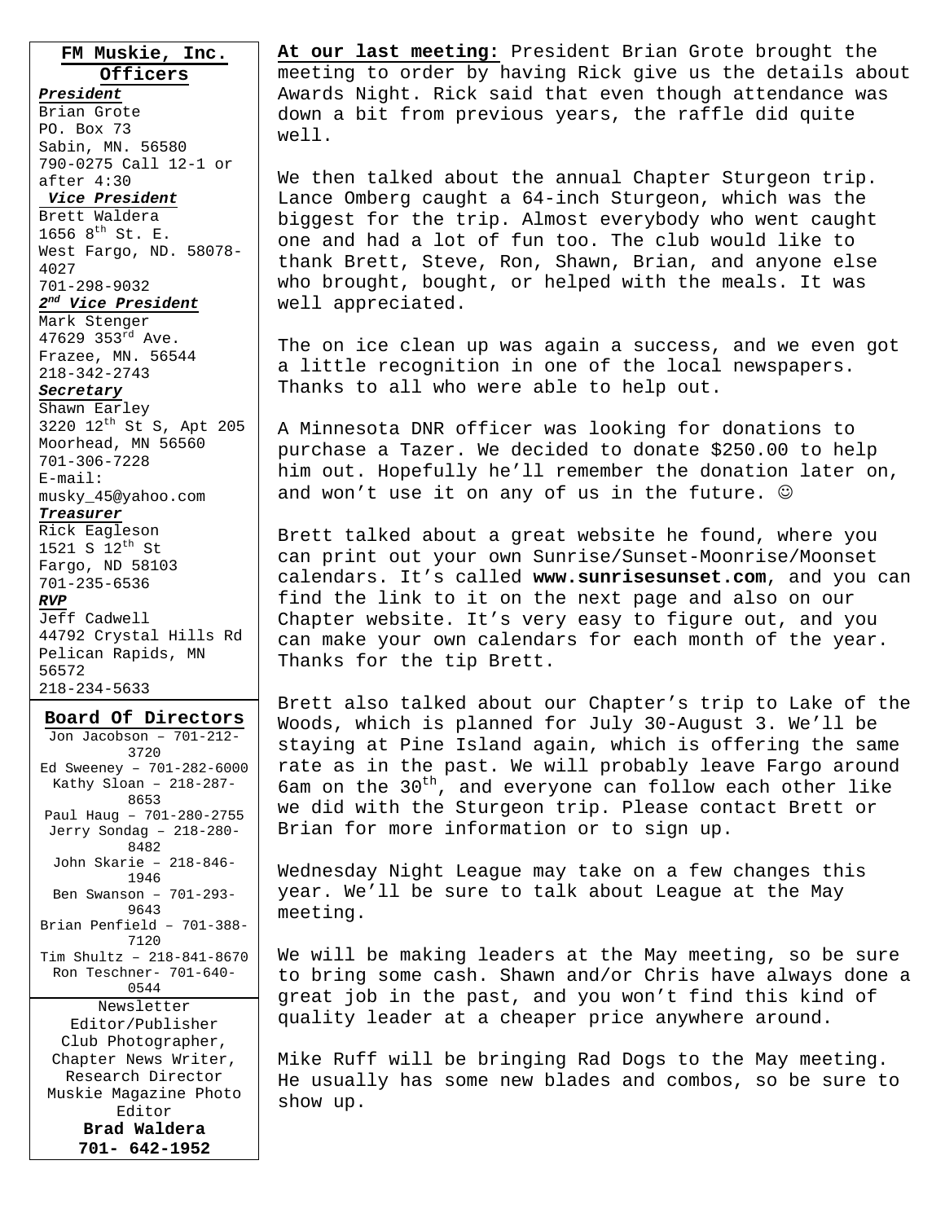## FM Muskie, Inc. Officers

***President***
Brian Grote
PO. Box 73
Sabin, MN. 56580
790-0275 Call 12-1 or after 4:30

***Vice President***
Brett Waldera
1656 8th St. E.
West Fargo, ND. 58078-4027
701-298-9032

***2nd Vice President***
Mark Stenger
47629 353rd Ave.
Frazee, MN. 56544
218-342-2743

***Secretary***
Shawn Earley
3220 12th St S, Apt 205
Moorhead, MN 56560
701-306-7228
E-mail:
musky_45@yahoo.com

***Treasurer***
Rick Eagleson
1521 S 12th St
Fargo, ND 58103
701-235-6536

***RVP***
Jeff Cadwell
44792 Crystal Hills Rd
Pelican Rapids, MN 56572
218-234-5633

## Board Of Directors

Jon Jacobson – 701-212-3720
Ed Sweeney – 701-282-6000
Kathy Sloan – 218-287-8653
Paul Haug – 701-280-2755
Jerry Sondag – 218-280-8482
John Skarie – 218-846-1946
Ben Swanson – 701-293-9643
Brian Penfield – 701-388-7120
Tim Shultz – 218-841-8670
Ron Teschner- 701-640-0544

Newsletter Editor/Publisher
Club Photographer,
Chapter News Writer,
Research Director
Muskie Magazine Photo Editor
**Brad Waldera**
**701- 642-1952**

**At our last meeting:** President Brian Grote brought the meeting to order by having Rick give us the details about Awards Night. Rick said that even though attendance was down a bit from previous years, the raffle did quite well.

We then talked about the annual Chapter Sturgeon trip. Lance Omberg caught a 64-inch Sturgeon, which was the biggest for the trip. Almost everybody who went caught one and had a lot of fun too. The club would like to thank Brett, Steve, Ron, Shawn, Brian, and anyone else who brought, bought, or helped with the meals. It was well appreciated.

The on ice clean up was again a success, and we even got a little recognition in one of the local newspapers. Thanks to all who were able to help out.

A Minnesota DNR officer was looking for donations to purchase a Tazer. We decided to donate $250.00 to help him out. Hopefully he'll remember the donation later on, and won't use it on any of us in the future. ☺

Brett talked about a great website he found, where you can print out your own Sunrise/Sunset-Moonrise/Moonset calendars. It's called **www.sunrisesunset.com**, and you can find the link to it on the next page and also on our Chapter website. It's very easy to figure out, and you can make your own calendars for each month of the year. Thanks for the tip Brett.

Brett also talked about our Chapter's trip to Lake of the Woods, which is planned for July 30-August 3. We'll be staying at Pine Island again, which is offering the same rate as in the past. We will probably leave Fargo around 6am on the 30th, and everyone can follow each other like we did with the Sturgeon trip. Please contact Brett or Brian for more information or to sign up.

Wednesday Night League may take on a few changes this year. We'll be sure to talk about League at the May meeting.

We will be making leaders at the May meeting, so be sure to bring some cash. Shawn and/or Chris have always done a great job in the past, and you won't find this kind of quality leader at a cheaper price anywhere around.

Mike Ruff will be bringing Rad Dogs to the May meeting. He usually has some new blades and combos, so be sure to show up.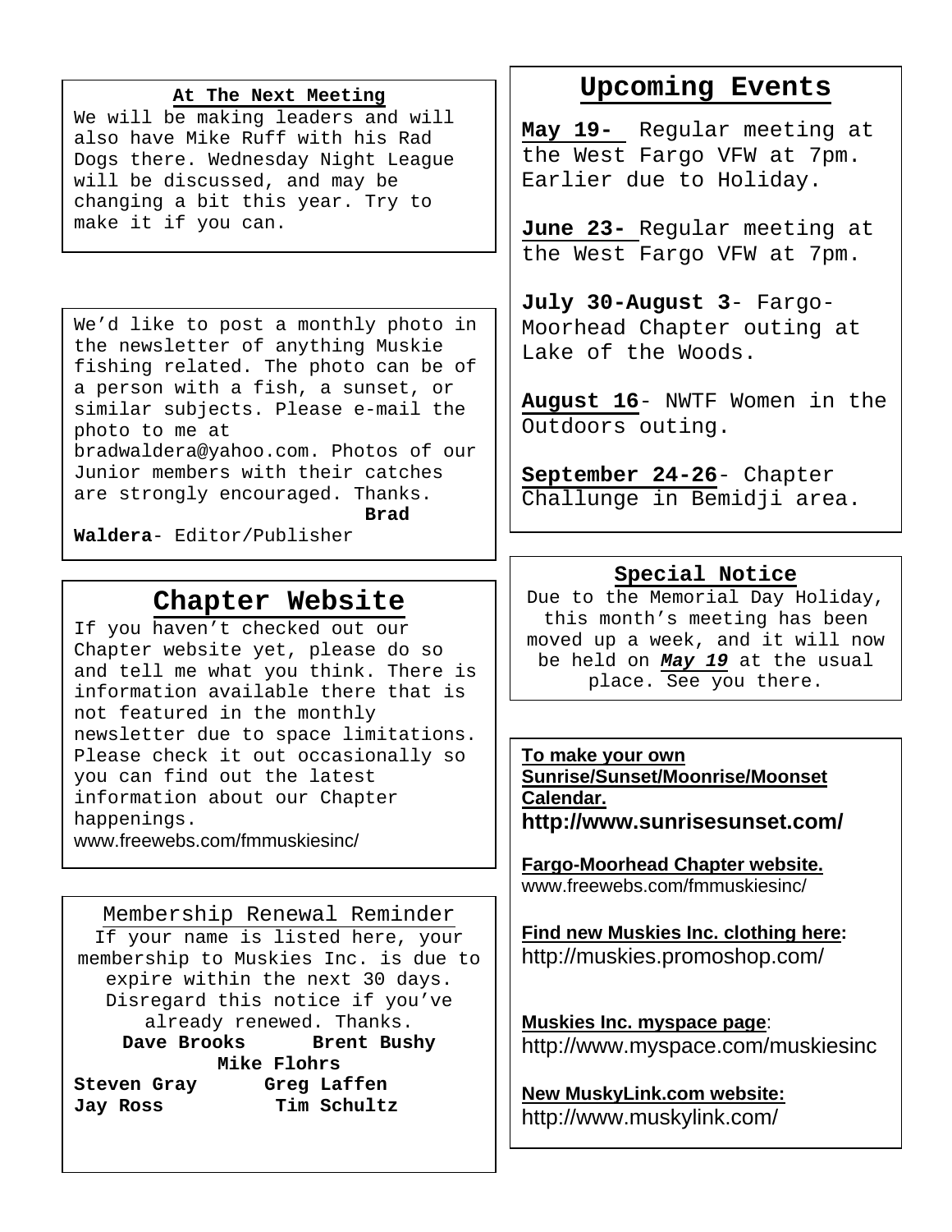### At The Next Meeting

We will be making leaders and will also have Mike Ruff with his Rad Dogs there. Wednesday Night League will be discussed, and may be changing a bit this year. Try to make it if you can.

We'd like to post a monthly photo in the newsletter of anything Muskie fishing related. The photo can be of a person with a fish, a sunset, or similar subjects. Please e-mail the photo to me at bradwaldera@yahoo.com. Photos of our Junior members with their catches are strongly encouraged. Thanks.

**Brad Waldera**- Editor/Publisher

## Chapter Website

If you haven't checked out our Chapter website yet, please do so and tell me what you think. There is information available there that is not featured in the monthly newsletter due to space limitations. Please check it out occasionally so you can find out the latest information about our Chapter happenings.

www.freewebs.com/fmmuskiesinc/

### Membership Renewal Reminder

If your name is listed here, your membership to Muskies Inc. is due to expire within the next 30 days. Disregard this notice if you've already renewed. Thanks.

**Dave Brooks** **Brent Bushy**
**Mike Flohrs**
**Steven Gray** **Greg Laffen**
**Jay Ross** **Tim Schultz**

## Upcoming Events

**May 19-** Regular meeting at the West Fargo VFW at 7pm. Earlier due to Holiday.

**June 23-** Regular meeting at the West Fargo VFW at 7pm.

**July 30-August 3**- Fargo-Moorhead Chapter outing at Lake of the Woods.

**August 16**- NWTF Women in the Outdoors outing.

**September 24-26**- Chapter Challunge in Bemidji area.

### Special Notice

Due to the Memorial Day Holiday, this month's meeting has been moved up a week, and it will now be held on ***May 19*** at the usual place. See you there.

**To make your own Sunrise/Sunset/Moonrise/Moonset Calendar.**
**http://www.sunrisesunset.com/**

**Fargo-Moorhead Chapter website.**
www.freewebs.com/fmmuskiesinc/

**Find new Muskies Inc. clothing here:**
http://muskies.promoshop.com/

**Muskies Inc. myspace page**:
http://www.myspace.com/muskiesinc

**New MuskyLink.com website:**
http://www.muskylink.com/